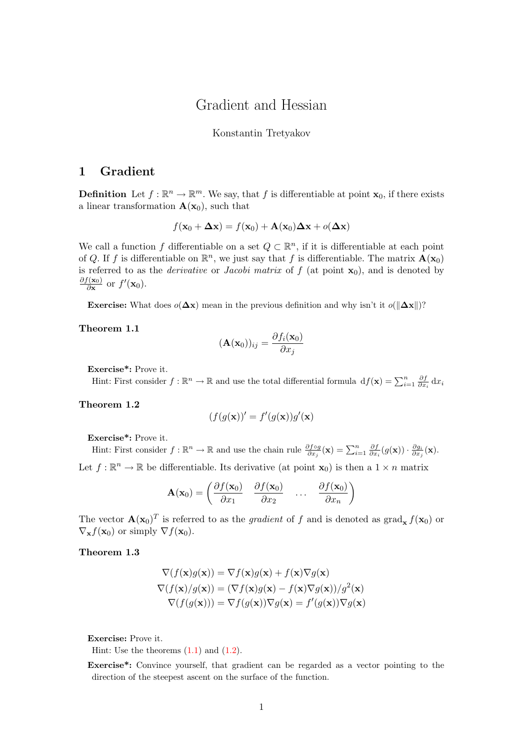# Gradient and Hessian

Konstantin Tretyakov

## 1 Gradient

**Definition** Let $f : \mathbb{R}^n \to \mathbb{R}^m$. We say, that $f$ is differentiable at point $\mathbf{x}_0$, if there exists a linear transformation $\mathbf{A}(\mathbf{x}_0)$, such that

$$f(\mathbf{x}_0 + \mathbf{\Delta x}) = f(\mathbf{x}_0) + \mathbf{A}(\mathbf{x}_0)\mathbf{\Delta x} + o(\mathbf{\Delta x})$$

We call a function $f$ differentiable on a set $Q \subset \mathbb{R}^n$, if it is differentiable at each point of $Q$. If $f$ is differentiable on $\mathbb{R}^n$, we just say that $f$ is differentiable. The matrix $\mathbf{A}(\mathbf{x}_0)$ is referred to as the *derivative* or *Jacobi matrix* of $f$ (at point $\mathbf{x}_0$), and is denoted by $\frac{\partial f(\mathbf{x}_0)}{\partial \mathbf{x}}$ or $f'(\mathbf{x}_0)$.

**Exercise:** What does $o(\mathbf{\Delta x})$ mean in the previous definition and why isn't it $o(\|\mathbf{\Delta x}\|)$?

**Theorem 1.1**

$$(\mathbf{A}(\mathbf{x}_0))_{ij} = \frac{\partial f_i(\mathbf{x}_0)}{\partial x_j}$$

**Exercise*:** Prove it.
Hint: First consider $f : \mathbb{R}^n \to \mathbb{R}$ and use the total differential formula $\mathrm{d}f(\mathbf{x}) = \sum_{i=1}^n \frac{\partial f}{\partial x_i}\,\mathrm{d}x_i$

**Theorem 1.2**

$$(f(g(\mathbf{x}))' = f'(g(\mathbf{x}))g'(\mathbf{x})$$

**Exercise*:** Prove it.
Hint: First consider $f : \mathbb{R}^n \to \mathbb{R}$ and use the chain rule $\frac{\partial f \circ g}{\partial x_j}(\mathbf{x}) = \sum_{i=1}^n \frac{\partial f}{\partial x_i}(g(\mathbf{x})) \cdot \frac{\partial g_i}{\partial x_j}(\mathbf{x})$.

Let $f : \mathbb{R}^n \to \mathbb{R}$ be differentiable. Its derivative (at point $\mathbf{x}_0$) is then a $1 \times n$ matrix

$$\mathbf{A}(\mathbf{x}_0) = \begin{pmatrix} \frac{\partial f(\mathbf{x}_0)}{\partial x_1} & \frac{\partial f(\mathbf{x}_0)}{\partial x_2} & \dots & \frac{\partial f(\mathbf{x}_0)}{\partial x_n} \end{pmatrix}$$

The vector $\mathbf{A}(\mathbf{x}_0)^T$ is referred to as the *gradient* of $f$ and is denoted as $\mathrm{grad}_{\mathbf{x}} f(\mathbf{x}_0)$ or $\nabla_{\mathbf{x}} f(\mathbf{x}_0)$ or simply $\nabla f(\mathbf{x}_0)$.

**Theorem 1.3**

$$\begin{aligned}
\nabla(f(\mathbf{x})g(\mathbf{x})) &= \nabla f(\mathbf{x})g(\mathbf{x}) + f(\mathbf{x})\nabla g(\mathbf{x}) \\
\nabla(f(\mathbf{x})/g(\mathbf{x})) &= (\nabla f(\mathbf{x})g(\mathbf{x}) - f(\mathbf{x})\nabla g(\mathbf{x}))/g^2(\mathbf{x}) \\
\nabla(f(g(\mathbf{x}))) &= \nabla f(g(\mathbf{x}))\nabla g(\mathbf{x}) = f'(g(\mathbf{x}))\nabla g(\mathbf{x})
\end{aligned}$$

**Exercise:** Prove it.
Hint: Use the theorems (1.1) and (1.2).

**Exercise*:** Convince yourself, that gradient can be regarded as a vector pointing to the direction of the steepest ascent on the surface of the function.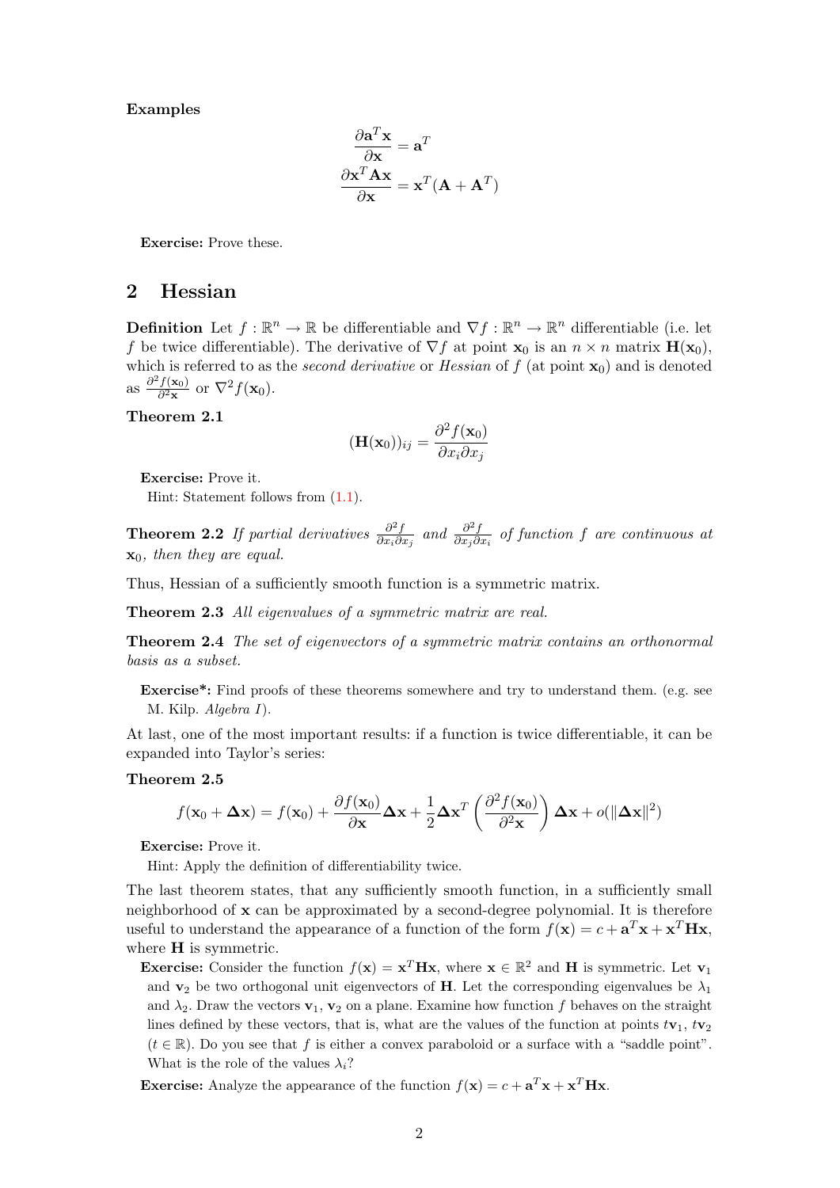**Examples**

$$\frac{\partial \mathbf{a}^T\mathbf{x}}{\partial \mathbf{x}} = \mathbf{a}^T$$
$$\frac{\partial \mathbf{x}^T\mathbf{A}\mathbf{x}}{\partial \mathbf{x}} = \mathbf{x}^T(\mathbf{A}+\mathbf{A}^T)$$

**Exercise:** Prove these.

## 2 Hessian

**Definition** Let $f : \mathbb{R}^n \to \mathbb{R}$ be differentiable and $\nabla f : \mathbb{R}^n \to \mathbb{R}^n$ differentiable (i.e. let $f$ be twice differentiable). The derivative of $\nabla f$ at point $\mathbf{x}_0$ is an $n \times n$ matrix $\mathbf{H}(\mathbf{x}_0)$, which is referred to as the *second derivative* or *Hessian* of $f$ (at point $\mathbf{x}_0$) and is denoted as $\frac{\partial^2 f(\mathbf{x}_0)}{\partial^2 \mathbf{x}}$ or $\nabla^2 f(\mathbf{x}_0)$.

**Theorem 2.1**

$$(\mathbf{H}(\mathbf{x}_0))_{ij} = \frac{\partial^2 f(\mathbf{x}_0)}{\partial x_i \partial x_j}$$

**Exercise:** Prove it.

Hint: Statement follows from (1.1).

**Theorem 2.2** *If partial derivatives $\frac{\partial^2 f}{\partial x_i \partial x_j}$ and $\frac{\partial^2 f}{\partial x_j \partial x_i}$ of function $f$ are continuous at $\mathbf{x}_0$, then they are equal.*

Thus, Hessian of a sufficiently smooth function is a symmetric matrix.

**Theorem 2.3** *All eigenvalues of a symmetric matrix are real.*

**Theorem 2.4** *The set of eigenvectors of a symmetric matrix contains an orthonormal basis as a subset.*

**Exercise\*:** Find proofs of these theorems somewhere and try to understand them. (e.g. see M. Kilp. *Algebra I*).

At last, one of the most important results: if a function is twice differentiable, it can be expanded into Taylor's series:

**Theorem 2.5**

$$f(\mathbf{x}_0 + \mathbf{\Delta x}) = f(\mathbf{x}_0) + \frac{\partial f(\mathbf{x}_0)}{\partial \mathbf{x}}\mathbf{\Delta x} + \frac{1}{2}\mathbf{\Delta x}^T\left(\frac{\partial^2 f(\mathbf{x}_0)}{\partial^2 \mathbf{x}}\right)\mathbf{\Delta x} + o(\|\mathbf{\Delta x}\|^2)$$

**Exercise:** Prove it.

Hint: Apply the definition of differentiability twice.

The last theorem states, that any sufficiently smooth function, in a sufficiently small neighborhood of $\mathbf{x}$ can be approximated by a second-degree polynomial. It is therefore useful to understand the appearance of a function of the form $f(\mathbf{x}) = c + \mathbf{a}^T\mathbf{x} + \mathbf{x}^T\mathbf{H}\mathbf{x}$, where $\mathbf{H}$ is symmetric.

**Exercise:** Consider the function $f(\mathbf{x}) = \mathbf{x}^T\mathbf{H}\mathbf{x}$, where $\mathbf{x} \in \mathbb{R}^2$ and $\mathbf{H}$ is symmetric. Let $\mathbf{v}_1$ and $\mathbf{v}_2$ be two orthogonal unit eigenvectors of $\mathbf{H}$. Let the corresponding eigenvalues be $\lambda_1$ and $\lambda_2$. Draw the vectors $\mathbf{v}_1$, $\mathbf{v}_2$ on a plane. Examine how function $f$ behaves on the straight lines defined by these vectors, that is, what are the values of the function at points $t\mathbf{v}_1$, $t\mathbf{v}_2$ ($t \in \mathbb{R}$). Do you see that $f$ is either a convex paraboloid or a surface with a "saddle point". What is the role of the values $\lambda_i$?

**Exercise:** Analyze the appearance of the function $f(\mathbf{x}) = c + \mathbf{a}^T\mathbf{x} + \mathbf{x}^T\mathbf{H}\mathbf{x}$.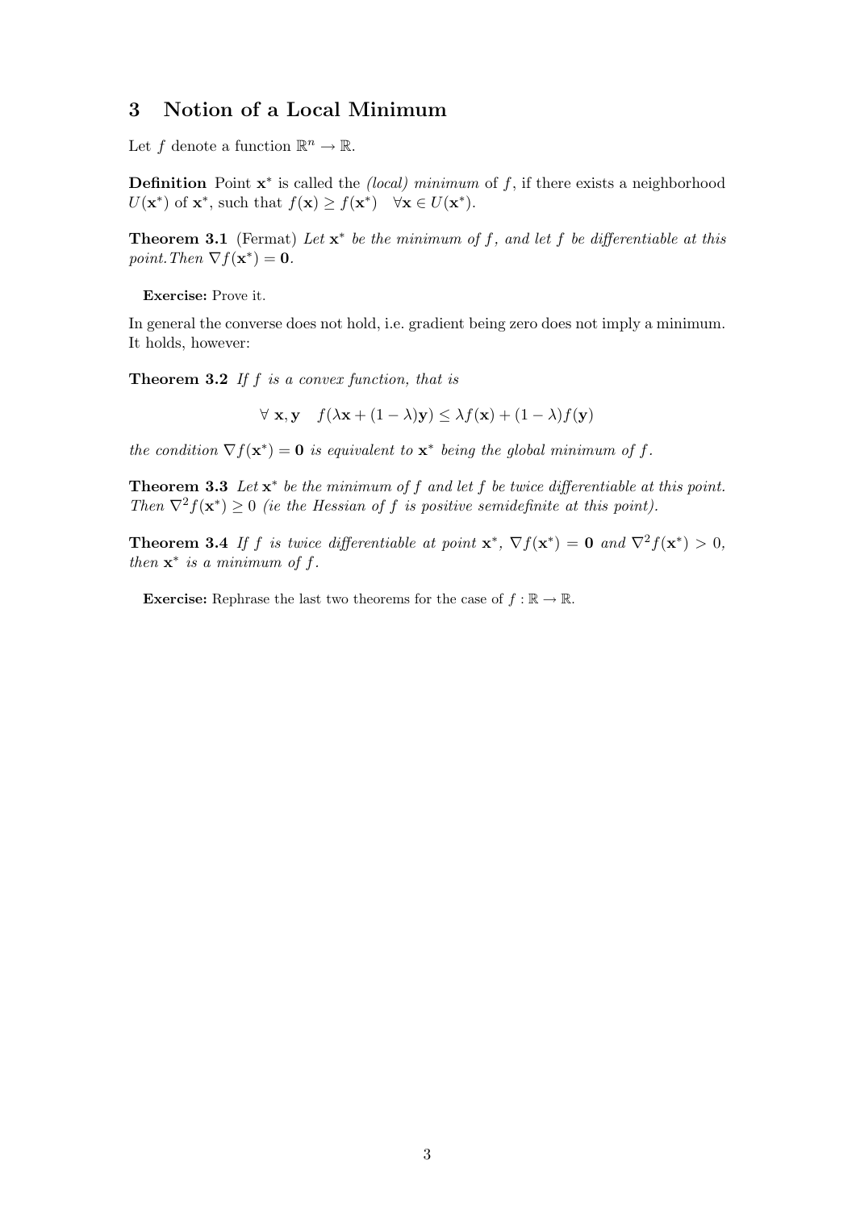## 3 Notion of a Local Minimum

Let $f$ denote a function $\mathbb{R}^n \to \mathbb{R}$.

**Definition** Point $\mathbf{x}^*$ is called the *(local) minimum* of $f$, if there exists a neighborhood $U(\mathbf{x}^*)$ of $\mathbf{x}^*$, such that $f(\mathbf{x}) \geq f(\mathbf{x}^*) \quad \forall \mathbf{x} \in U(\mathbf{x}^*)$.

**Theorem 3.1** (Fermat) *Let $\mathbf{x}^*$ be the minimum of $f$, and let $f$ be differentiable at this point.Then $\nabla f(\mathbf{x}^*) = \mathbf{0}$.*

**Exercise:** Prove it.

In general the converse does not hold, i.e. gradient being zero does not imply a minimum. It holds, however:

**Theorem 3.2** *If $f$ is a convex function, that is*

$$\forall \ \mathbf{x}, \mathbf{y} \quad f(\lambda \mathbf{x} + (1-\lambda)\mathbf{y}) \leq \lambda f(\mathbf{x}) + (1-\lambda) f(\mathbf{y})$$

*the condition $\nabla f(\mathbf{x}^*) = \mathbf{0}$ is equivalent to $\mathbf{x}^*$ being the global minimum of $f$.*

**Theorem 3.3** *Let $\mathbf{x}^*$ be the minimum of $f$ and let $f$ be twice differentiable at this point. Then $\nabla^2 f(\mathbf{x}^*) \geq 0$ (ie the Hessian of $f$ is positive semidefinite at this point).*

**Theorem 3.4** *If $f$ is twice differentiable at point $\mathbf{x}^*$, $\nabla f(\mathbf{x}^*) = \mathbf{0}$ and $\nabla^2 f(\mathbf{x}^*) > 0$, then $\mathbf{x}^*$ is a minimum of $f$.*

**Exercise:** Rephrase the last two theorems for the case of $f : \mathbb{R} \to \mathbb{R}$.